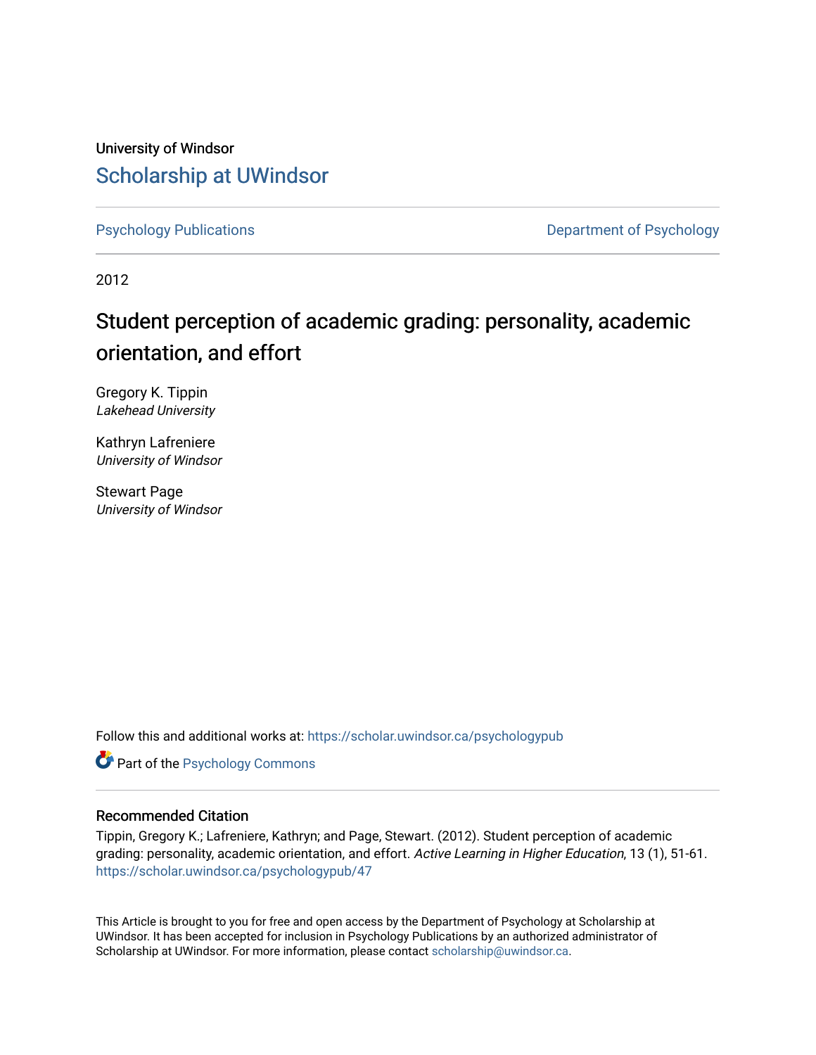University of Windsor

# Scholarship at UWindsor

Psychology Publications | Department of Psychology

2012

# Student perception of academic grading: personality, academic orientation, and effort

Gregory K. Tippin
*Lakehead University*

Kathryn Lafreniere
*University of Windsor*

Stewart Page
*University of Windsor*

Follow this and additional works at: https://scholar.uwindsor.ca/psychologypub

Part of the Psychology Commons

## Recommended Citation

Tippin, Gregory K.; Lafreniere, Kathryn; and Page, Stewart. (2012). Student perception of academic grading: personality, academic orientation, and effort. *Active Learning in Higher Education*, 13 (1), 51-61.
https://scholar.uwindsor.ca/psychologypub/47

This Article is brought to you for free and open access by the Department of Psychology at Scholarship at UWindsor. It has been accepted for inclusion in Psychology Publications by an authorized administrator of Scholarship at UWindsor. For more information, please contact scholarship@uwindsor.ca.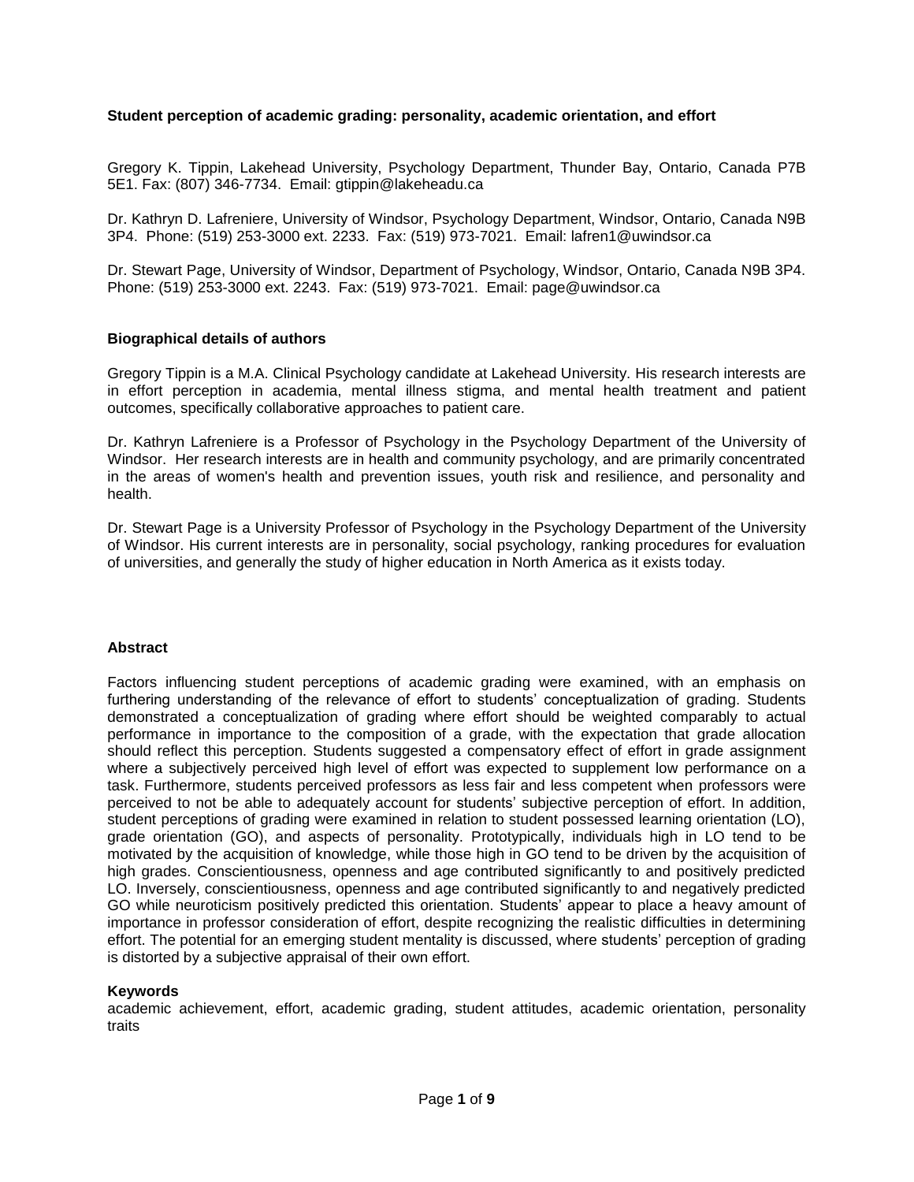**Student perception of academic grading: personality, academic orientation, and effort**

Gregory K. Tippin, Lakehead University, Psychology Department, Thunder Bay, Ontario, Canada P7B 5E1. Fax: (807) 346-7734. Email: gtippin@lakeheadu.ca

Dr. Kathryn D. Lafreniere, University of Windsor, Psychology Department, Windsor, Ontario, Canada N9B 3P4. Phone: (519) 253-3000 ext. 2233. Fax: (519) 973-7021. Email: lafren1@uwindsor.ca

Dr. Stewart Page, University of Windsor, Department of Psychology, Windsor, Ontario, Canada N9B 3P4. Phone: (519) 253-3000 ext. 2243. Fax: (519) 973-7021. Email: page@uwindsor.ca

**Biographical details of authors**

Gregory Tippin is a M.A. Clinical Psychology candidate at Lakehead University. His research interests are in effort perception in academia, mental illness stigma, and mental health treatment and patient outcomes, specifically collaborative approaches to patient care.

Dr. Kathryn Lafreniere is a Professor of Psychology in the Psychology Department of the University of Windsor. Her research interests are in health and community psychology, and are primarily concentrated in the areas of women's health and prevention issues, youth risk and resilience, and personality and health.

Dr. Stewart Page is a University Professor of Psychology in the Psychology Department of the University of Windsor. His current interests are in personality, social psychology, ranking procedures for evaluation of universities, and generally the study of higher education in North America as it exists today.

**Abstract**

Factors influencing student perceptions of academic grading were examined, with an emphasis on furthering understanding of the relevance of effort to students' conceptualization of grading. Students demonstrated a conceptualization of grading where effort should be weighted comparably to actual performance in importance to the composition of a grade, with the expectation that grade allocation should reflect this perception. Students suggested a compensatory effect of effort in grade assignment where a subjectively perceived high level of effort was expected to supplement low performance on a task. Furthermore, students perceived professors as less fair and less competent when professors were perceived to not be able to adequately account for students' subjective perception of effort. In addition, student perceptions of grading were examined in relation to student possessed learning orientation (LO), grade orientation (GO), and aspects of personality. Prototypically, individuals high in LO tend to be motivated by the acquisition of knowledge, while those high in GO tend to be driven by the acquisition of high grades. Conscientiousness, openness and age contributed significantly to and positively predicted LO. Inversely, conscientiousness, openness and age contributed significantly to and negatively predicted GO while neuroticism positively predicted this orientation. Students' appear to place a heavy amount of importance in professor consideration of effort, despite recognizing the realistic difficulties in determining effort. The potential for an emerging student mentality is discussed, where students' perception of grading is distorted by a subjective appraisal of their own effort.

**Keywords**
academic achievement, effort, academic grading, student attitudes, academic orientation, personality traits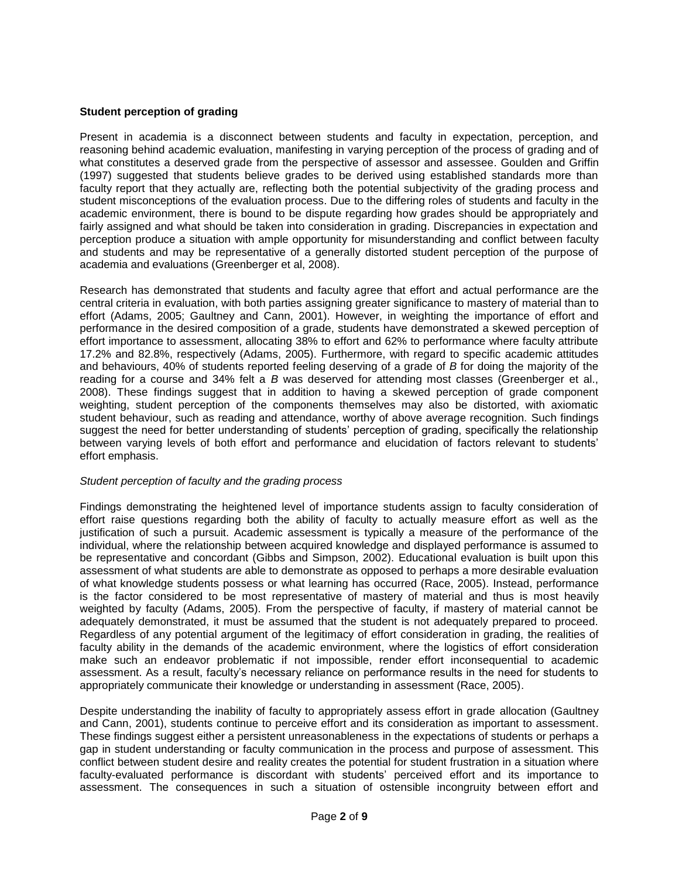**Student perception of grading**

Present in academia is a disconnect between students and faculty in expectation, perception, and reasoning behind academic evaluation, manifesting in varying perception of the process of grading and of what constitutes a deserved grade from the perspective of assessor and assessee. Goulden and Griffin (1997) suggested that students believe grades to be derived using established standards more than faculty report that they actually are, reflecting both the potential subjectivity of the grading process and student misconceptions of the evaluation process. Due to the differing roles of students and faculty in the academic environment, there is bound to be dispute regarding how grades should be appropriately and fairly assigned and what should be taken into consideration in grading. Discrepancies in expectation and perception produce a situation with ample opportunity for misunderstanding and conflict between faculty and students and may be representative of a generally distorted student perception of the purpose of academia and evaluations (Greenberger et al, 2008).

Research has demonstrated that students and faculty agree that effort and actual performance are the central criteria in evaluation, with both parties assigning greater significance to mastery of material than to effort (Adams, 2005; Gaultney and Cann, 2001). However, in weighting the importance of effort and performance in the desired composition of a grade, students have demonstrated a skewed perception of effort importance to assessment, allocating 38% to effort and 62% to performance where faculty attribute 17.2% and 82.8%, respectively (Adams, 2005). Furthermore, with regard to specific academic attitudes and behaviours, 40% of students reported feeling deserving of a grade of *B* for doing the majority of the reading for a course and 34% felt a *B* was deserved for attending most classes (Greenberger et al., 2008). These findings suggest that in addition to having a skewed perception of grade component weighting, student perception of the components themselves may also be distorted, with axiomatic student behaviour, such as reading and attendance, worthy of above average recognition. Such findings suggest the need for better understanding of students' perception of grading, specifically the relationship between varying levels of both effort and performance and elucidation of factors relevant to students' effort emphasis.

*Student perception of faculty and the grading process*

Findings demonstrating the heightened level of importance students assign to faculty consideration of effort raise questions regarding both the ability of faculty to actually measure effort as well as the justification of such a pursuit. Academic assessment is typically a measure of the performance of the individual, where the relationship between acquired knowledge and displayed performance is assumed to be representative and concordant (Gibbs and Simpson, 2002). Educational evaluation is built upon this assessment of what students are able to demonstrate as opposed to perhaps a more desirable evaluation of what knowledge students possess or what learning has occurred (Race, 2005). Instead, performance is the factor considered to be most representative of mastery of material and thus is most heavily weighted by faculty (Adams, 2005). From the perspective of faculty, if mastery of material cannot be adequately demonstrated, it must be assumed that the student is not adequately prepared to proceed. Regardless of any potential argument of the legitimacy of effort consideration in grading, the realities of faculty ability in the demands of the academic environment, where the logistics of effort consideration make such an endeavor problematic if not impossible, render effort inconsequential to academic assessment. As a result, faculty's necessary reliance on performance results in the need for students to appropriately communicate their knowledge or understanding in assessment (Race, 2005).

Despite understanding the inability of faculty to appropriately assess effort in grade allocation (Gaultney and Cann, 2001), students continue to perceive effort and its consideration as important to assessment. These findings suggest either a persistent unreasonableness in the expectations of students or perhaps a gap in student understanding or faculty communication in the process and purpose of assessment. This conflict between student desire and reality creates the potential for student frustration in a situation where faculty-evaluated performance is discordant with students' perceived effort and its importance to assessment. The consequences in such a situation of ostensible incongruity between effort and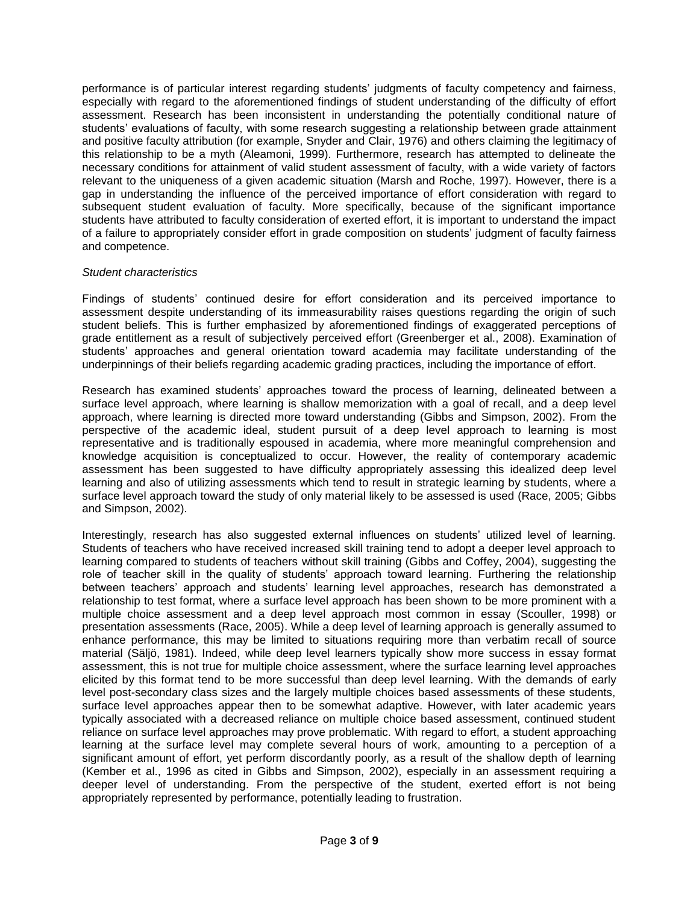performance is of particular interest regarding students' judgments of faculty competency and fairness, especially with regard to the aforementioned findings of student understanding of the difficulty of effort assessment. Research has been inconsistent in understanding the potentially conditional nature of students' evaluations of faculty, with some research suggesting a relationship between grade attainment and positive faculty attribution (for example, Snyder and Clair, 1976) and others claiming the legitimacy of this relationship to be a myth (Aleamoni, 1999). Furthermore, research has attempted to delineate the necessary conditions for attainment of valid student assessment of faculty, with a wide variety of factors relevant to the uniqueness of a given academic situation (Marsh and Roche, 1997). However, there is a gap in understanding the influence of the perceived importance of effort consideration with regard to subsequent student evaluation of faculty. More specifically, because of the significant importance students have attributed to faculty consideration of exerted effort, it is important to understand the impact of a failure to appropriately consider effort in grade composition on students' judgment of faculty fairness and competence.

*Student characteristics*

Findings of students' continued desire for effort consideration and its perceived importance to assessment despite understanding of its immeasurability raises questions regarding the origin of such student beliefs. This is further emphasized by aforementioned findings of exaggerated perceptions of grade entitlement as a result of subjectively perceived effort (Greenberger et al., 2008). Examination of students' approaches and general orientation toward academia may facilitate understanding of the underpinnings of their beliefs regarding academic grading practices, including the importance of effort.

Research has examined students' approaches toward the process of learning, delineated between a surface level approach, where learning is shallow memorization with a goal of recall, and a deep level approach, where learning is directed more toward understanding (Gibbs and Simpson, 2002). From the perspective of the academic ideal, student pursuit of a deep level approach to learning is most representative and is traditionally espoused in academia, where more meaningful comprehension and knowledge acquisition is conceptualized to occur. However, the reality of contemporary academic assessment has been suggested to have difficulty appropriately assessing this idealized deep level learning and also of utilizing assessments which tend to result in strategic learning by students, where a surface level approach toward the study of only material likely to be assessed is used (Race, 2005; Gibbs and Simpson, 2002).

Interestingly, research has also suggested external influences on students' utilized level of learning. Students of teachers who have received increased skill training tend to adopt a deeper level approach to learning compared to students of teachers without skill training (Gibbs and Coffey, 2004), suggesting the role of teacher skill in the quality of students' approach toward learning. Furthering the relationship between teachers' approach and students' learning level approaches, research has demonstrated a relationship to test format, where a surface level approach has been shown to be more prominent with a multiple choice assessment and a deep level approach most common in essay (Scouller, 1998) or presentation assessments (Race, 2005). While a deep level of learning approach is generally assumed to enhance performance, this may be limited to situations requiring more than verbatim recall of source material (Säljö, 1981). Indeed, while deep level learners typically show more success in essay format assessment, this is not true for multiple choice assessment, where the surface learning level approaches elicited by this format tend to be more successful than deep level learning. With the demands of early level post-secondary class sizes and the largely multiple choices based assessments of these students, surface level approaches appear then to be somewhat adaptive. However, with later academic years typically associated with a decreased reliance on multiple choice based assessment, continued student reliance on surface level approaches may prove problematic. With regard to effort, a student approaching learning at the surface level may complete several hours of work, amounting to a perception of a significant amount of effort, yet perform discordantly poorly, as a result of the shallow depth of learning (Kember et al., 1996 as cited in Gibbs and Simpson, 2002), especially in an assessment requiring a deeper level of understanding. From the perspective of the student, exerted effort is not being appropriately represented by performance, potentially leading to frustration.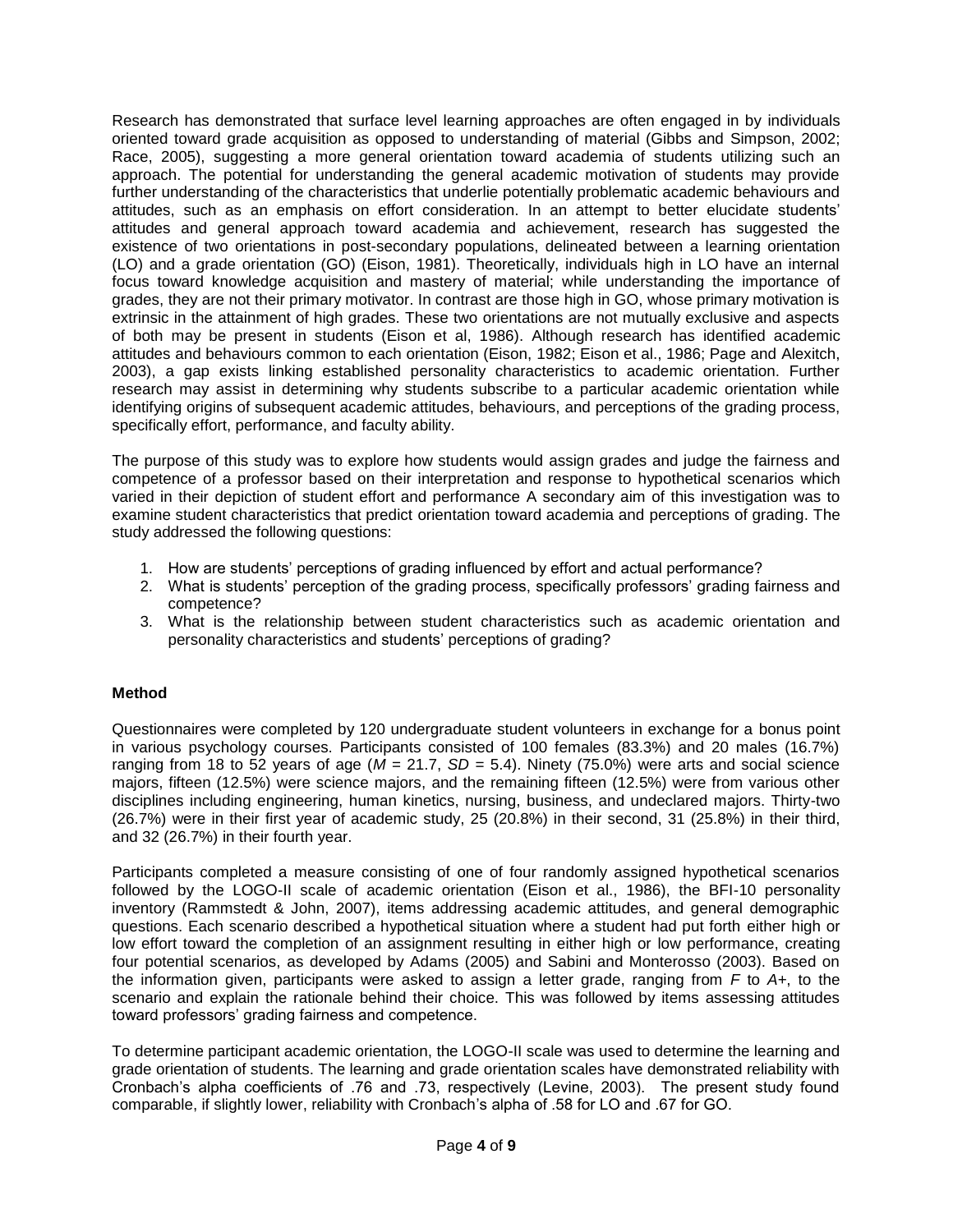Research has demonstrated that surface level learning approaches are often engaged in by individuals oriented toward grade acquisition as opposed to understanding of material (Gibbs and Simpson, 2002; Race, 2005), suggesting a more general orientation toward academia of students utilizing such an approach. The potential for understanding the general academic motivation of students may provide further understanding of the characteristics that underlie potentially problematic academic behaviours and attitudes, such as an emphasis on effort consideration. In an attempt to better elucidate students' attitudes and general approach toward academia and achievement, research has suggested the existence of two orientations in post-secondary populations, delineated between a learning orientation (LO) and a grade orientation (GO) (Eison, 1981). Theoretically, individuals high in LO have an internal focus toward knowledge acquisition and mastery of material; while understanding the importance of grades, they are not their primary motivator. In contrast are those high in GO, whose primary motivation is extrinsic in the attainment of high grades. These two orientations are not mutually exclusive and aspects of both may be present in students (Eison et al, 1986). Although research has identified academic attitudes and behaviours common to each orientation (Eison, 1982; Eison et al., 1986; Page and Alexitch, 2003), a gap exists linking established personality characteristics to academic orientation. Further research may assist in determining why students subscribe to a particular academic orientation while identifying origins of subsequent academic attitudes, behaviours, and perceptions of the grading process, specifically effort, performance, and faculty ability.

The purpose of this study was to explore how students would assign grades and judge the fairness and competence of a professor based on their interpretation and response to hypothetical scenarios which varied in their depiction of student effort and performance A secondary aim of this investigation was to examine student characteristics that predict orientation toward academia and perceptions of grading. The study addressed the following questions:

1. How are students' perceptions of grading influenced by effort and actual performance?
2. What is students' perception of the grading process, specifically professors' grading fairness and competence?
3. What is the relationship between student characteristics such as academic orientation and personality characteristics and students' perceptions of grading?

**Method**

Questionnaires were completed by 120 undergraduate student volunteers in exchange for a bonus point in various psychology courses. Participants consisted of 100 females (83.3%) and 20 males (16.7%) ranging from 18 to 52 years of age ($M$ = 21.7, $SD$ = 5.4). Ninety (75.0%) were arts and social science majors, fifteen (12.5%) were science majors, and the remaining fifteen (12.5%) were from various other disciplines including engineering, human kinetics, nursing, business, and undeclared majors. Thirty-two (26.7%) were in their first year of academic study, 25 (20.8%) in their second, 31 (25.8%) in their third, and 32 (26.7%) in their fourth year.

Participants completed a measure consisting of one of four randomly assigned hypothetical scenarios followed by the LOGO-II scale of academic orientation (Eison et al., 1986), the BFI-10 personality inventory (Rammstedt & John, 2007), items addressing academic attitudes, and general demographic questions. Each scenario described a hypothetical situation where a student had put forth either high or low effort toward the completion of an assignment resulting in either high or low performance, creating four potential scenarios, as developed by Adams (2005) and Sabini and Monterosso (2003). Based on the information given, participants were asked to assign a letter grade, ranging from *F* to *A+*, to the scenario and explain the rationale behind their choice. This was followed by items assessing attitudes toward professors' grading fairness and competence.

To determine participant academic orientation, the LOGO-II scale was used to determine the learning and grade orientation of students. The learning and grade orientation scales have demonstrated reliability with Cronbach's alpha coefficients of .76 and .73, respectively (Levine, 2003). The present study found comparable, if slightly lower, reliability with Cronbach's alpha of .58 for LO and .67 for GO.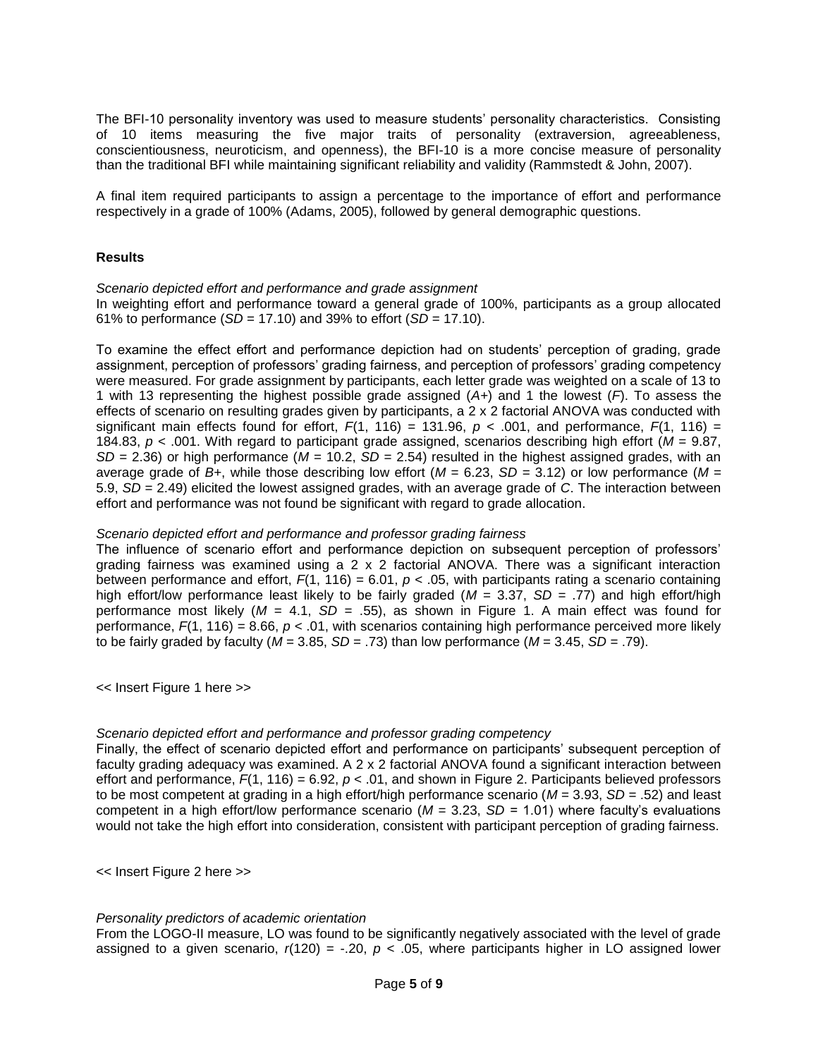The BFI-10 personality inventory was used to measure students' personality characteristics. Consisting of 10 items measuring the five major traits of personality (extraversion, agreeableness, conscientiousness, neuroticism, and openness), the BFI-10 is a more concise measure of personality than the traditional BFI while maintaining significant reliability and validity (Rammstedt & John, 2007).

A final item required participants to assign a percentage to the importance of effort and performance respectively in a grade of 100% (Adams, 2005), followed by general demographic questions.

## Results

*Scenario depicted effort and performance and grade assignment*

In weighting effort and performance toward a general grade of 100%, participants as a group allocated 61% to performance ($SD$ = 17.10) and 39% to effort ($SD$ = 17.10).

To examine the effect effort and performance depiction had on students' perception of grading, grade assignment, perception of professors' grading fairness, and perception of professors' grading competency were measured. For grade assignment by participants, each letter grade was weighted on a scale of 13 to 1 with 13 representing the highest possible grade assigned (*A+*) and 1 the lowest (*F*). To assess the effects of scenario on resulting grades given by participants, a 2 x 2 factorial ANOVA was conducted with significant main effects found for effort, $F(1, 116) = 131.96$, $p < .001$, and performance, $F(1, 116) = 184.83$, $p < .001$. With regard to participant grade assigned, scenarios describing high effort ($M$ = 9.87, $SD$ = 2.36) or high performance ($M$ = 10.2, $SD$ = 2.54) resulted in the highest assigned grades, with an average grade of *B+*, while those describing low effort ($M$ = 6.23, $SD$ = 3.12) or low performance ($M$ = 5.9, $SD$ = 2.49) elicited the lowest assigned grades, with an average grade of *C*. The interaction between effort and performance was not found be significant with regard to grade allocation.

*Scenario depicted effort and performance and professor grading fairness*

The influence of scenario effort and performance depiction on subsequent perception of professors' grading fairness was examined using a 2 x 2 factorial ANOVA. There was a significant interaction between performance and effort, $F(1, 116) = 6.01$, $p < .05$, with participants rating a scenario containing high effort/low performance least likely to be fairly graded ($M$ = 3.37, $SD$ = .77) and high effort/high performance most likely ($M$ = 4.1, $SD$ = .55), as shown in Figure 1. A main effect was found for performance, $F(1, 116) = 8.66$, $p < .01$, with scenarios containing high performance perceived more likely to be fairly graded by faculty ($M$ = 3.85, $SD$ = .73) than low performance ($M$ = 3.45, $SD$ = .79).

<< Insert Figure 1 here >>

*Scenario depicted effort and performance and professor grading competency*

Finally, the effect of scenario depicted effort and performance on participants' subsequent perception of faculty grading adequacy was examined. A 2 x 2 factorial ANOVA found a significant interaction between effort and performance, $F(1, 116) = 6.92$, $p < .01$, and shown in Figure 2. Participants believed professors to be most competent at grading in a high effort/high performance scenario ($M$ = 3.93, $SD$ = .52) and least competent in a high effort/low performance scenario ($M$ = 3.23, $SD$ = 1.01) where faculty's evaluations would not take the high effort into consideration, consistent with participant perception of grading fairness.

<< Insert Figure 2 here >>

*Personality predictors of academic orientation*

From the LOGO-II measure, LO was found to be significantly negatively associated with the level of grade assigned to a given scenario, $r(120) = -.20$, $p < .05$, where participants higher in LO assigned lower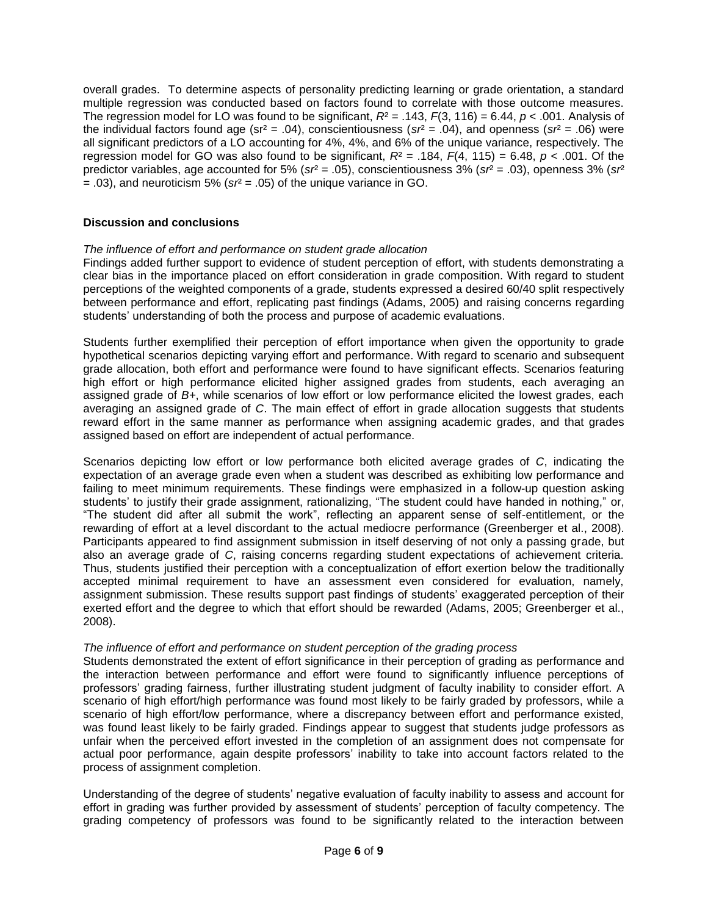overall grades. To determine aspects of personality predicting learning or grade orientation, a standard multiple regression was conducted based on factors found to correlate with those outcome measures. The regression model for LO was found to be significant, $R^2 = .143$, $F(3, 116) = 6.44$, $p < .001$. Analysis of the individual factors found age ($sr^2 = .04$), conscientiousness ($sr^2 = .04$), and openness ($sr^2 = .06$) were all significant predictors of a LO accounting for 4%, 4%, and 6% of the unique variance, respectively. The regression model for GO was also found to be significant, $R^2 = .184$, $F(4, 115) = 6.48$, $p < .001$. Of the predictor variables, age accounted for 5% ($sr^2 = .05$), conscientiousness 3% ($sr^2 = .03$), openness 3% ($sr^2 = .03$), and neuroticism 5% ($sr^2 = .05$) of the unique variance in GO.

## Discussion and conclusions

*The influence of effort and performance on student grade allocation*

Findings added further support to evidence of student perception of effort, with students demonstrating a clear bias in the importance placed on effort consideration in grade composition. With regard to student perceptions of the weighted components of a grade, students expressed a desired 60/40 split respectively between performance and effort, replicating past findings (Adams, 2005) and raising concerns regarding students' understanding of both the process and purpose of academic evaluations.

Students further exemplified their perception of effort importance when given the opportunity to grade hypothetical scenarios depicting varying effort and performance. With regard to scenario and subsequent grade allocation, both effort and performance were found to have significant effects. Scenarios featuring high effort or high performance elicited higher assigned grades from students, each averaging an assigned grade of *B+*, while scenarios of low effort or low performance elicited the lowest grades, each averaging an assigned grade of *C*. The main effect of effort in grade allocation suggests that students reward effort in the same manner as performance when assigning academic grades, and that grades assigned based on effort are independent of actual performance.

Scenarios depicting low effort or low performance both elicited average grades of *C*, indicating the expectation of an average grade even when a student was described as exhibiting low performance and failing to meet minimum requirements. These findings were emphasized in a follow-up question asking students' to justify their grade assignment, rationalizing, "The student could have handed in nothing," or, "The student did after all submit the work", reflecting an apparent sense of self-entitlement, or the rewarding of effort at a level discordant to the actual mediocre performance (Greenberger et al., 2008). Participants appeared to find assignment submission in itself deserving of not only a passing grade, but also an average grade of *C*, raising concerns regarding student expectations of achievement criteria. Thus, students justified their perception with a conceptualization of effort exertion below the traditionally accepted minimal requirement to have an assessment even considered for evaluation, namely, assignment submission. These results support past findings of students' exaggerated perception of their exerted effort and the degree to which that effort should be rewarded (Adams, 2005; Greenberger et al., 2008).

*The influence of effort and performance on student perception of the grading process*

Students demonstrated the extent of effort significance in their perception of grading as performance and the interaction between performance and effort were found to significantly influence perceptions of professors' grading fairness, further illustrating student judgment of faculty inability to consider effort. A scenario of high effort/high performance was found most likely to be fairly graded by professors, while a scenario of high effort/low performance, where a discrepancy between effort and performance existed, was found least likely to be fairly graded. Findings appear to suggest that students judge professors as unfair when the perceived effort invested in the completion of an assignment does not compensate for actual poor performance, again despite professors' inability to take into account factors related to the process of assignment completion.

Understanding of the degree of students' negative evaluation of faculty inability to assess and account for effort in grading was further provided by assessment of students' perception of faculty competency. The grading competency of professors was found to be significantly related to the interaction between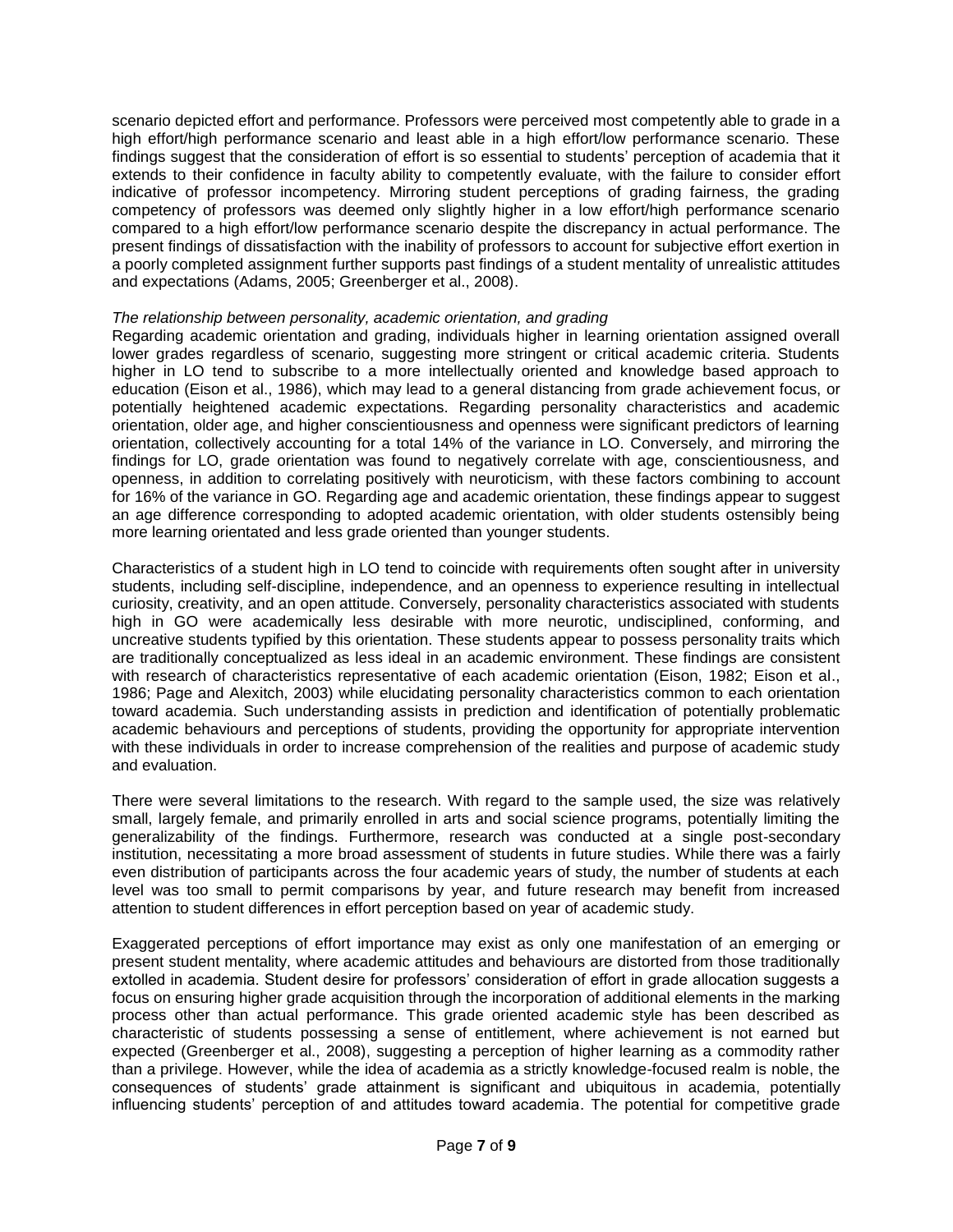scenario depicted effort and performance. Professors were perceived most competently able to grade in a high effort/high performance scenario and least able in a high effort/low performance scenario. These findings suggest that the consideration of effort is so essential to students' perception of academia that it extends to their confidence in faculty ability to competently evaluate, with the failure to consider effort indicative of professor incompetency. Mirroring student perceptions of grading fairness, the grading competency of professors was deemed only slightly higher in a low effort/high performance scenario compared to a high effort/low performance scenario despite the discrepancy in actual performance. The present findings of dissatisfaction with the inability of professors to account for subjective effort exertion in a poorly completed assignment further supports past findings of a student mentality of unrealistic attitudes and expectations (Adams, 2005; Greenberger et al., 2008).

*The relationship between personality, academic orientation, and grading*

Regarding academic orientation and grading, individuals higher in learning orientation assigned overall lower grades regardless of scenario, suggesting more stringent or critical academic criteria. Students higher in LO tend to subscribe to a more intellectually oriented and knowledge based approach to education (Eison et al., 1986), which may lead to a general distancing from grade achievement focus, or potentially heightened academic expectations. Regarding personality characteristics and academic orientation, older age, and higher conscientiousness and openness were significant predictors of learning orientation, collectively accounting for a total 14% of the variance in LO. Conversely, and mirroring the findings for LO, grade orientation was found to negatively correlate with age, conscientiousness, and openness, in addition to correlating positively with neuroticism, with these factors combining to account for 16% of the variance in GO. Regarding age and academic orientation, these findings appear to suggest an age difference corresponding to adopted academic orientation, with older students ostensibly being more learning orientated and less grade oriented than younger students.

Characteristics of a student high in LO tend to coincide with requirements often sought after in university students, including self-discipline, independence, and an openness to experience resulting in intellectual curiosity, creativity, and an open attitude. Conversely, personality characteristics associated with students high in GO were academically less desirable with more neurotic, undisciplined, conforming, and uncreative students typified by this orientation. These students appear to possess personality traits which are traditionally conceptualized as less ideal in an academic environment. These findings are consistent with research of characteristics representative of each academic orientation (Eison, 1982; Eison et al., 1986; Page and Alexitch, 2003) while elucidating personality characteristics common to each orientation toward academia. Such understanding assists in prediction and identification of potentially problematic academic behaviours and perceptions of students, providing the opportunity for appropriate intervention with these individuals in order to increase comprehension of the realities and purpose of academic study and evaluation.

There were several limitations to the research. With regard to the sample used, the size was relatively small, largely female, and primarily enrolled in arts and social science programs, potentially limiting the generalizability of the findings. Furthermore, research was conducted at a single post-secondary institution, necessitating a more broad assessment of students in future studies. While there was a fairly even distribution of participants across the four academic years of study, the number of students at each level was too small to permit comparisons by year, and future research may benefit from increased attention to student differences in effort perception based on year of academic study.

Exaggerated perceptions of effort importance may exist as only one manifestation of an emerging or present student mentality, where academic attitudes and behaviours are distorted from those traditionally extolled in academia. Student desire for professors' consideration of effort in grade allocation suggests a focus on ensuring higher grade acquisition through the incorporation of additional elements in the marking process other than actual performance. This grade oriented academic style has been described as characteristic of students possessing a sense of entitlement, where achievement is not earned but expected (Greenberger et al., 2008), suggesting a perception of higher learning as a commodity rather than a privilege. However, while the idea of academia as a strictly knowledge-focused realm is noble, the consequences of students' grade attainment is significant and ubiquitous in academia, potentially influencing students' perception of and attitudes toward academia. The potential for competitive grade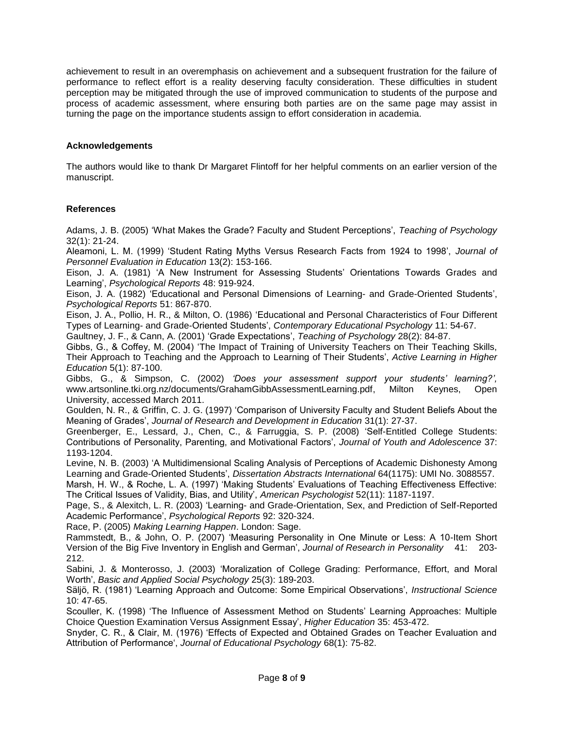achievement to result in an overemphasis on achievement and a subsequent frustration for the failure of performance to reflect effort is a reality deserving faculty consideration. These difficulties in student perception may be mitigated through the use of improved communication to students of the purpose and process of academic assessment, where ensuring both parties are on the same page may assist in turning the page on the importance students assign to effort consideration in academia.

## Acknowledgements

The authors would like to thank Dr Margaret Flintoff for her helpful comments on an earlier version of the manuscript.

## References

Adams, J. B. (2005) 'What Makes the Grade? Faculty and Student Perceptions', *Teaching of Psychology* 32(1): 21-24.

Aleamoni, L. M. (1999) 'Student Rating Myths Versus Research Facts from 1924 to 1998', *Journal of Personnel Evaluation in Education* 13(2): 153-166.

Eison, J. A. (1981) 'A New Instrument for Assessing Students' Orientations Towards Grades and Learning', *Psychological Reports* 48: 919-924.

Eison, J. A. (1982) 'Educational and Personal Dimensions of Learning- and Grade-Oriented Students', *Psychological Reports* 51: 867-870.

Eison, J. A., Pollio, H. R., & Milton, O. (1986) 'Educational and Personal Characteristics of Four Different Types of Learning- and Grade-Oriented Students', *Contemporary Educational Psychology* 11: 54-67.

Gaultney, J. F., & Cann, A. (2001) 'Grade Expectations', *Teaching of Psychology* 28(2): 84-87.

Gibbs, G., & Coffey, M. (2004) 'The Impact of Training of University Teachers on Their Teaching Skills, Their Approach to Teaching and the Approach to Learning of Their Students', *Active Learning in Higher Education* 5(1): 87-100.

Gibbs, G., & Simpson, C. (2002) *'Does your assessment support your students' learning?',* www.artsonline.tki.org.nz/documents/GrahamGibbAssessmentLearning.pdf, Milton Keynes, Open University, accessed March 2011.

Goulden, N. R., & Griffin, C. J. G. (1997) 'Comparison of University Faculty and Student Beliefs About the Meaning of Grades', *Journal of Research and Development in Education* 31(1): 27-37.

Greenberger, E., Lessard, J., Chen, C., & Farruggia, S. P. (2008) 'Self-Entitled College Students: Contributions of Personality, Parenting, and Motivational Factors', *Journal of Youth and Adolescence* 37: 1193-1204.

Levine, N. B. (2003) 'A Multidimensional Scaling Analysis of Perceptions of Academic Dishonesty Among Learning and Grade-Oriented Students', *Dissertation Abstracts International* 64(1175): UMI No. 3088557.

Marsh, H. W., & Roche, L. A. (1997) 'Making Students' Evaluations of Teaching Effectiveness Effective: The Critical Issues of Validity, Bias, and Utility', *American Psychologist* 52(11): 1187-1197.

Page, S., & Alexitch, L. R. (2003) 'Learning- and Grade-Orientation, Sex, and Prediction of Self-Reported Academic Performance', *Psychological Reports* 92: 320-324.

Race, P. (2005) *Making Learning Happen*. London: Sage.

Rammstedt, B., & John, O. P. (2007) 'Measuring Personality in One Minute or Less: A 10-Item Short Version of the Big Five Inventory in English and German', *Journal of Research in Personality* 41: 203-212.

Sabini, J. & Monterosso, J. (2003) 'Moralization of College Grading: Performance, Effort, and Moral Worth', *Basic and Applied Social Psychology* 25(3): 189-203.

Säljö, R. (1981) 'Learning Approach and Outcome: Some Empirical Observations', *Instructional Science* 10: 47-65.

Scouller, K. (1998) 'The Influence of Assessment Method on Students' Learning Approaches: Multiple Choice Question Examination Versus Assignment Essay', *Higher Education* 35: 453-472.

Snyder, C. R., & Clair, M. (1976) 'Effects of Expected and Obtained Grades on Teacher Evaluation and Attribution of Performance', *Journal of Educational Psychology* 68(1): 75-82.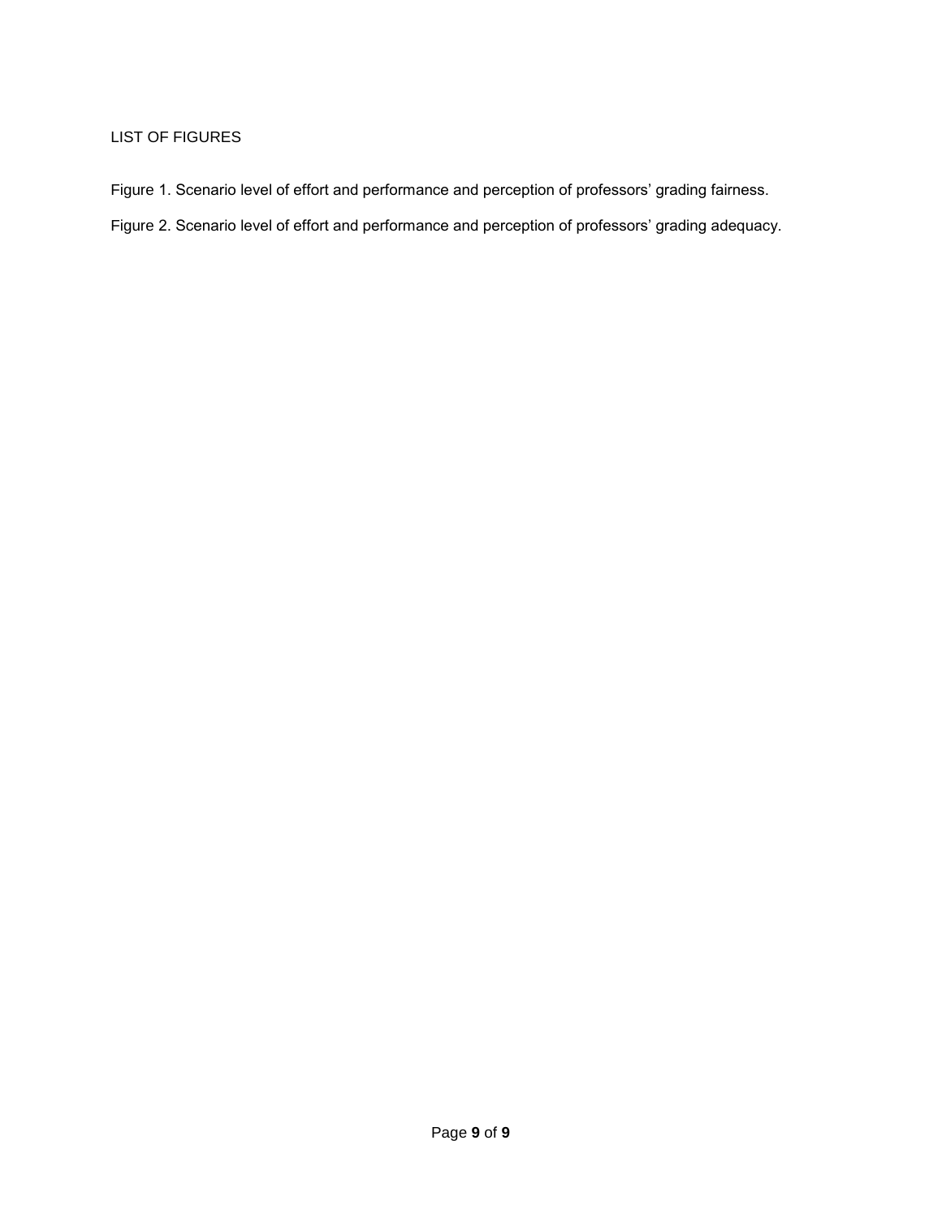## LIST OF FIGURES

Figure 1. Scenario level of effort and performance and perception of professors' grading fairness.

Figure 2. Scenario level of effort and performance and perception of professors' grading adequacy.